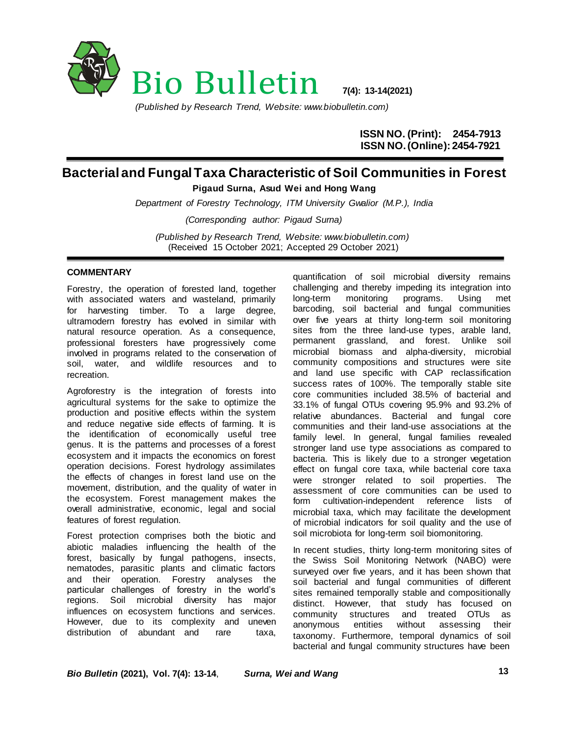Bio Bulletin

*(Published by Research Trend, Website: www.biobulletin.com)*

**ISSN NO. (Print): 2454-7913**
**ISSN NO. (Online): 2454-7921**

# Bacterial and Fungal Taxa Characteristic of Soil Communities in Forest

**Pigaud Surna, Asud Wei and Hong Wang**

*Department of Forestry Technology, ITM University Gwalior (M.P.), India*

*(Corresponding author: Pigaud Surna)*

*(Published by Research Trend, Website: www.biobulletin.com)*
(Received 15 October 2021; Accepted 29 October 2021)

## COMMENTARY

Forestry, the operation of forested land, together with associated waters and wasteland, primarily for harvesting timber. To a large degree, ultramodern forestry has evolved in similar with natural resource operation. As a consequence, professional foresters have progressively come involved in programs related to the conservation of soil, water, and wildlife resources and to recreation.

Agroforestry is the integration of forests into agricultural systems for the sake to optimize the production and positive effects within the system and reduce negative side effects of farming. It is the identification of economically useful tree genus. It is the patterns and processes of a forest ecosystem and it impacts the economics on forest operation decisions. Forest hydrology assimilates the effects of changes in forest land use on the movement, distribution, and the quality of water in the ecosystem. Forest management makes the overall administrative, economic, legal and social features of forest regulation.

Forest protection comprises both the biotic and abiotic maladies influencing the health of the forest, basically by fungal pathogens, insects, nematodes, parasitic plants and climatic factors and their operation. Forestry analyses the particular challenges of forestry in the world's regions. Soil microbial diversity has major influences on ecosystem functions and services. However, due to its complexity and uneven distribution of abundant and rare taxa, quantification of soil microbial diversity remains challenging and thereby impeding its integration into long-term monitoring programs. Using met barcoding, soil bacterial and fungal communities over five years at thirty long-term soil monitoring sites from the three land-use types, arable land, permanent grassland, and forest. Unlike soil microbial biomass and alpha-diversity, microbial community compositions and structures were site and land use specific with CAP reclassification success rates of 100%. The temporally stable site core communities included 38.5% of bacterial and 33.1% of fungal OTUs covering 95.9% and 93.2% of relative abundances. Bacterial and fungal core communities and their land-use associations at the family level. In general, fungal families revealed stronger land use type associations as compared to bacteria. This is likely due to a stronger vegetation effect on fungal core taxa, while bacterial core taxa were stronger related to soil properties. The assessment of core communities can be used to form cultivation-independent reference lists of microbial taxa, which may facilitate the development of microbial indicators for soil quality and the use of soil microbiota for long-term soil biomonitoring.

In recent studies, thirty long-term monitoring sites of the Swiss Soil Monitoring Network (NABO) were surveyed over five years, and it has been shown that soil bacterial and fungal communities of different sites remained temporally stable and compositionally distinct. However, that study has focused on community structures and treated OTUs as anonymous entities without assessing their taxonomy. Furthermore, temporal dynamics of soil bacterial and fungal community structures have been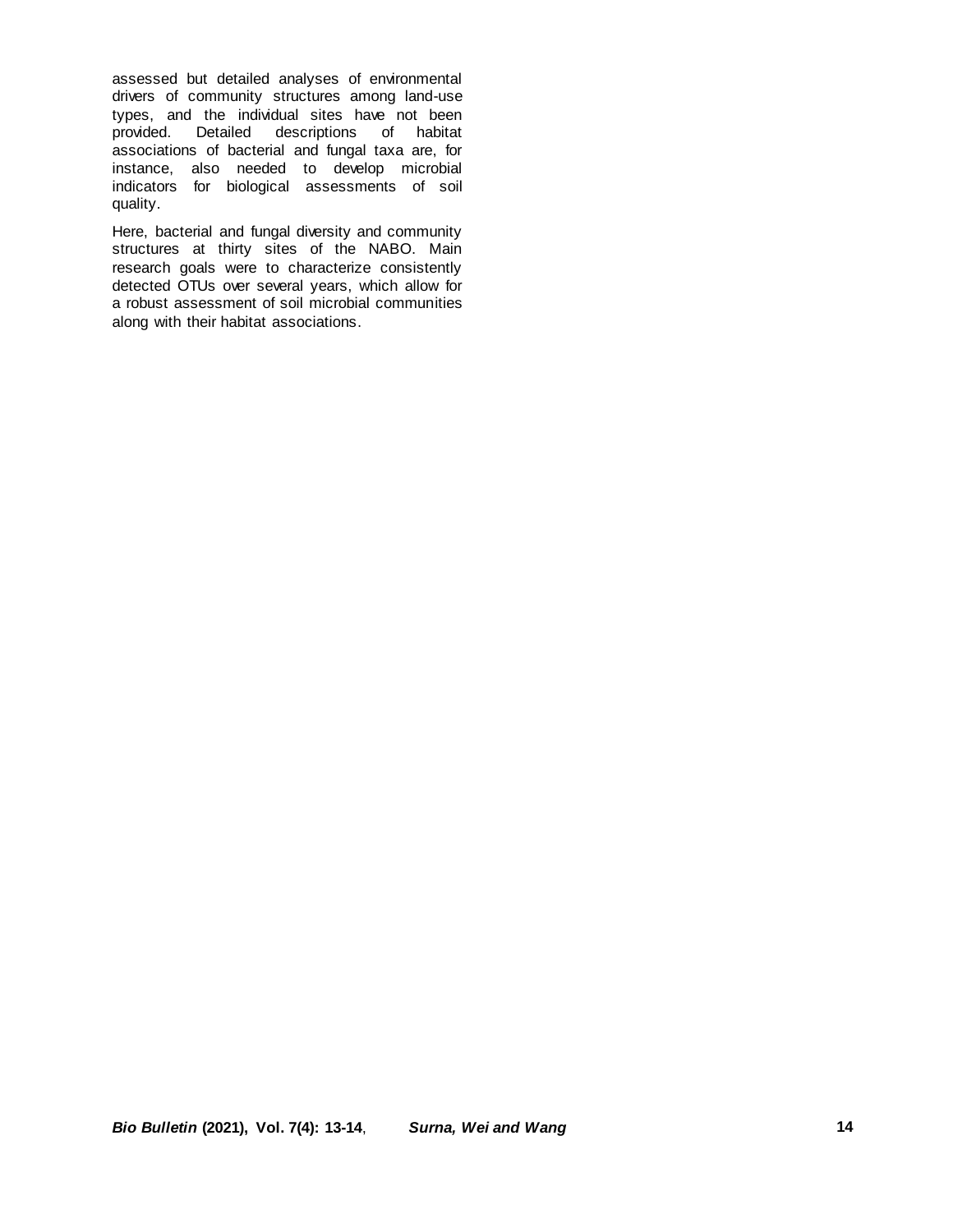assessed but detailed analyses of environmental drivers of community structures among land-use types, and the individual sites have not been provided. Detailed descriptions of habitat associations of bacterial and fungal taxa are, for instance, also needed to develop microbial indicators for biological assessments of soil quality.

Here, bacterial and fungal diversity and community structures at thirty sites of the NABO. Main research goals were to characterize consistently detected OTUs over several years, which allow for a robust assessment of soil microbial communities along with their habitat associations.